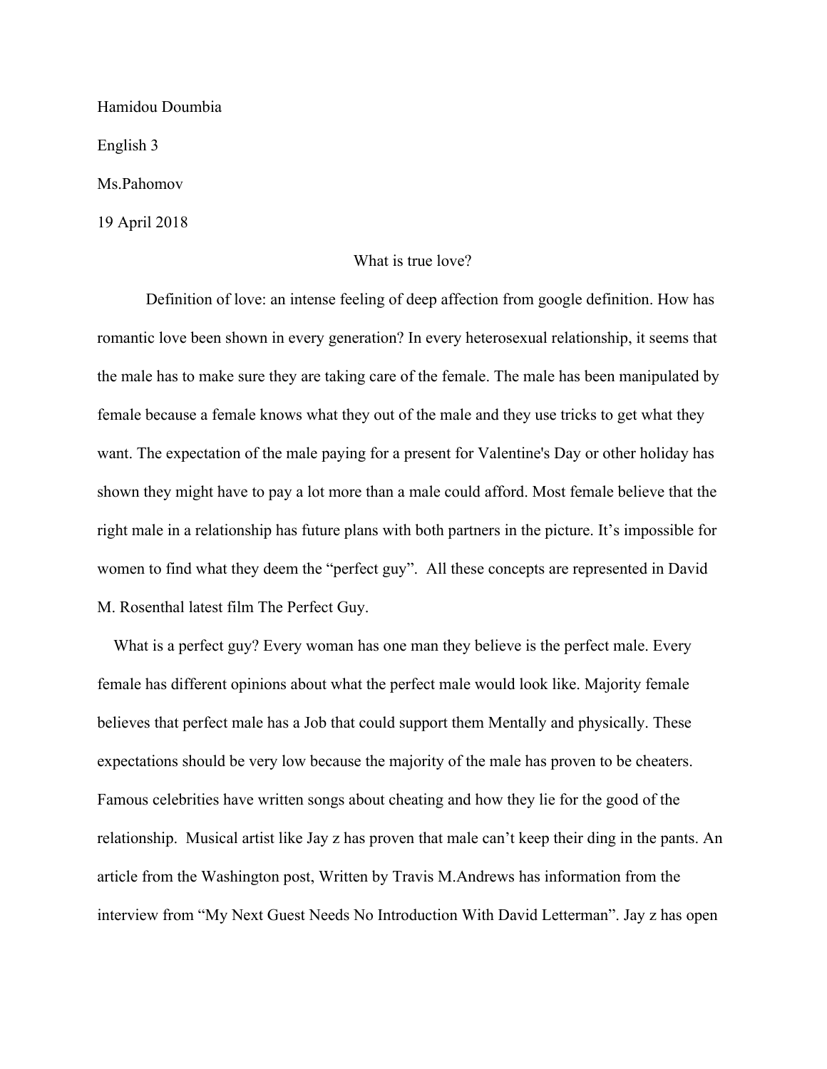Hamidou Doumbia

English 3

Ms.Pahomov

19 April 2018

# What is true love?

Definition of love: an intense feeling of deep affection from google definition. How has romantic love been shown in every generation? In every heterosexual relationship, it seems that the male has to make sure they are taking care of the female. The male has been manipulated by female because a female knows what they out of the male and they use tricks to get what they want. The expectation of the male paying for a present for Valentine's Day or other holiday has shown they might have to pay a lot more than a male could afford. Most female believe that the right male in a relationship has future plans with both partners in the picture. It's impossible for women to find what they deem the "perfect guy". All these concepts are represented in David M. Rosenthal latest film The Perfect Guy.

What is a perfect guy? Every woman has one man they believe is the perfect male. Every female has different opinions about what the perfect male would look like. Majority female believes that perfect male has a Job that could support them Mentally and physically. These expectations should be very low because the majority of the male has proven to be cheaters. Famous celebrities have written songs about cheating and how they lie for the good of the relationship. Musical artist like Jay z has proven that male can't keep their ding in the pants. An article from the Washington post, Written by Travis M.Andrews has information from the interview from "My Next Guest Needs No Introduction With David Letterman". Jay z has open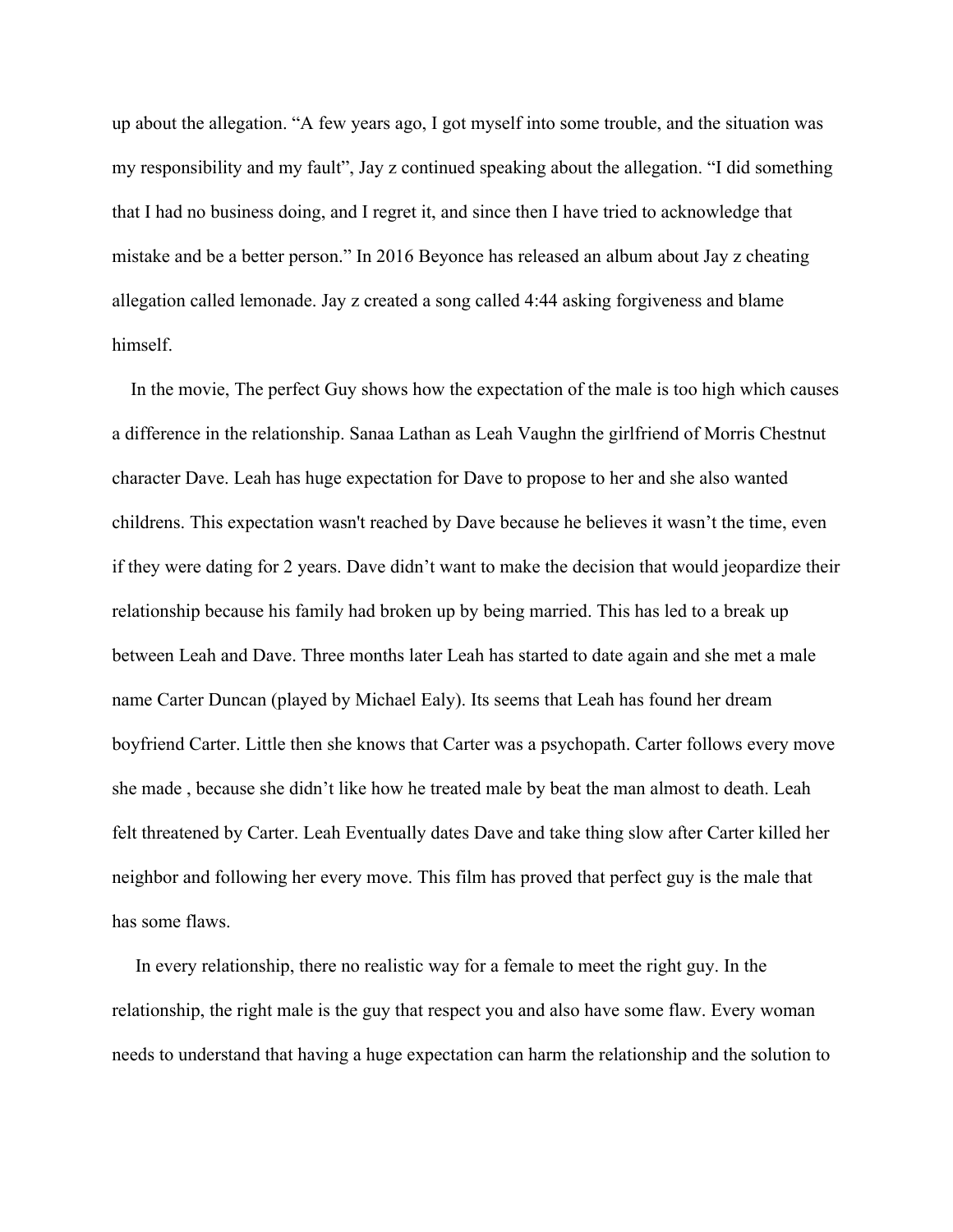up about the allegation. “A few years ago, I got myself into some trouble, and the situation was my responsibility and my fault”, Jay z continued speaking about the allegation. “I did something that I had no business doing, and I regret it, and since then I have tried to acknowledge that mistake and be a better person.” In 2016 Beyonce has released an album about Jay z cheating allegation called lemonade. Jay z created a song called 4:44 asking forgiveness and blame himself.

In the movie, The perfect Guy shows how the expectation of the male is too high which causes a difference in the relationship. Sanaa Lathan as Leah Vaughn the girlfriend of Morris Chestnut character Dave. Leah has huge expectation for Dave to propose to her and she also wanted childrens. This expectation wasn't reached by Dave because he believes it wasn’t the time, even if they were dating for 2 years. Dave didn’t want to make the decision that would jeopardize their relationship because his family had broken up by being married. This has led to a break up between Leah and Dave. Three months later Leah has started to date again and she met a male name Carter Duncan (played by Michael Ealy). Its seems that Leah has found her dream boyfriend Carter. Little then she knows that Carter was a psychopath. Carter follows every move she made , because she didn’t like how he treated male by beat the man almost to death. Leah felt threatened by Carter. Leah Eventually dates Dave and take thing slow after Carter killed her neighbor and following her every move. This film has proved that perfect guy is the male that has some flaws.

In every relationship, there no realistic way for a female to meet the right guy. In the relationship, the right male is the guy that respect you and also have some flaw. Every woman needs to understand that having a huge expectation can harm the relationship and the solution to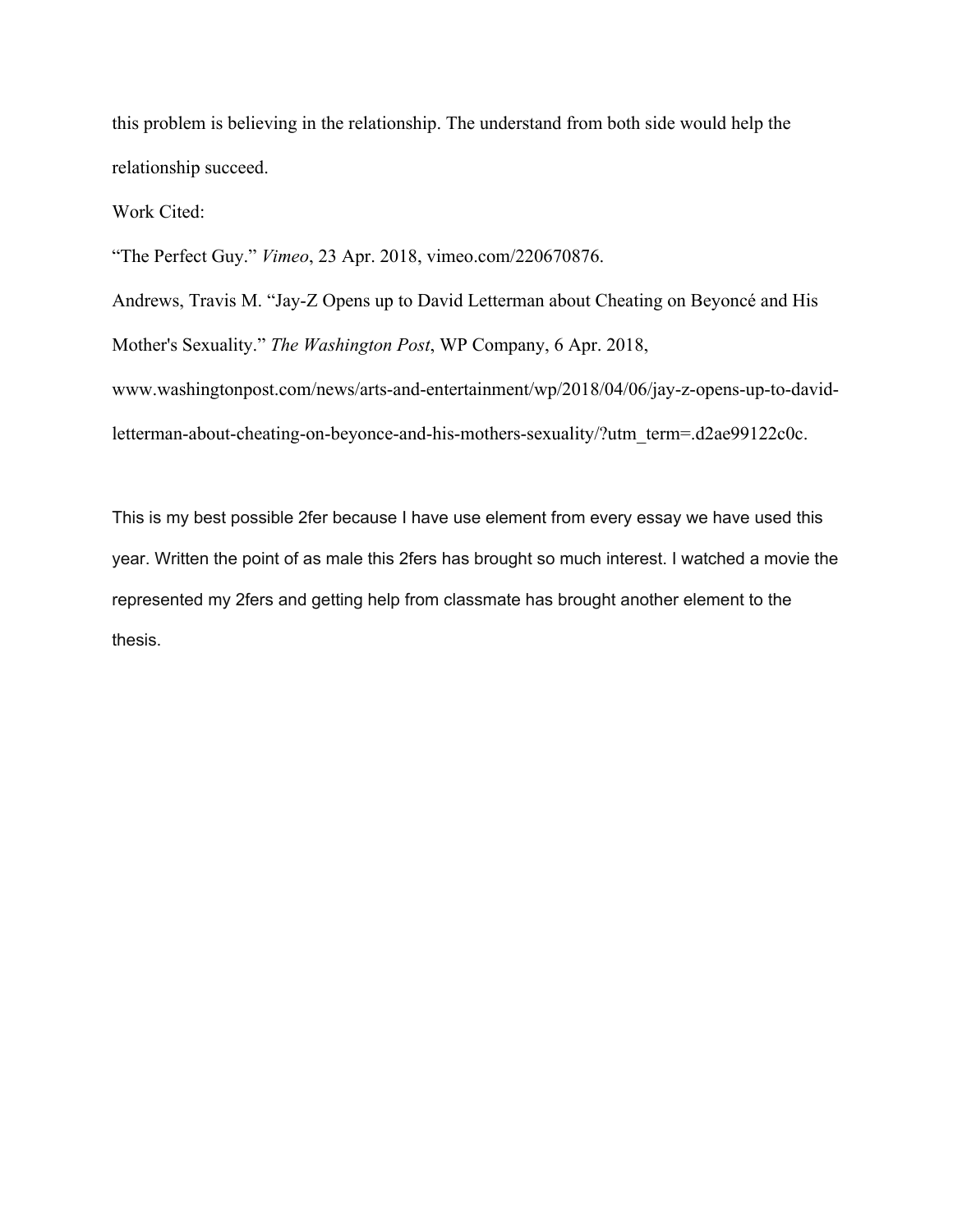this problem is believing in the relationship. The understand from both side would help the relationship succeed.

Work Cited:

"The Perfect Guy." *Vimeo*, 23 Apr. 2018, vimeo.com/220670876.

Andrews, Travis M. "Jay-Z Opens up to David Letterman about Cheating on Beyoncé and His Mother's Sexuality." *The Washington Post*, WP Company, 6 Apr. 2018, www.washingtonpost.com/news/arts-and-entertainment/wp/2018/04/06/jay-z-opens-up-to-david-letterman-about-cheating-on-beyonce-and-his-mothers-sexuality/?utm_term=.d2ae99122c0c.

This is my best possible 2fer because I have use element from every essay we have used this year. Written the point of as male this 2fers has brought so much interest. I watched a movie the represented my 2fers and getting help from classmate has brought another element to the thesis.